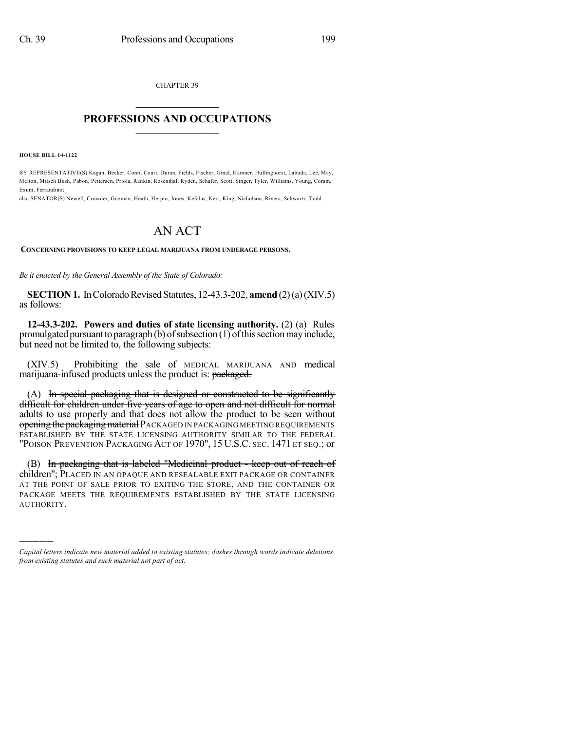CHAPTER 39

# PROFESSIONS AND OCCUPATIONS

**HOUSE BILL 14-1122**

BY REPRESENTATIVE(S) Kagan, Becker, Conti, Court, Duran, Fields, Fischer, Ginal, Hamner, Hullinghorst, Labuda, Lee, May, Melton, Mitsch Bush, Pabon, Pettersen, Priola, Rankin, Rosenthal, Ryden, Schafer, Scott, Singer, Tyler, Williams, Young, Coram, Exum, Ferrandino;
also SENATOR(S) Newell, Crowder, Guzman, Heath, Herpin, Jones, Kefalas, Kerr, King, Nicholson, Rivera, Schwartz, Todd.

# AN ACT

**CONCERNING PROVISIONS TO KEEP LEGAL MARIJUANA FROM UNDERAGE PERSONS.**

*Be it enacted by the General Assembly of the State of Colorado:*

**SECTION 1.** In Colorado Revised Statutes, 12-43.3-202, **amend** (2) (a) (XIV.5) as follows:

**12-43.3-202. Powers and duties of state licensing authority.** (2) (a) Rules promulgated pursuant to paragraph (b) of subsection (1) of this section may include, but need not be limited to, the following subjects:

(XIV.5) Prohibiting the sale of MEDICAL MARIJUANA AND medical marijuana-infused products unless the product is: ~~packaged:~~

(A) ~~In special packaging that is designed or constructed to be significantly difficult for children under five years of age to open and not difficult for normal adults to use properly and that does not allow the product to be seen without opening the packaging material~~ PACKAGED IN PACKAGING MEETING REQUIREMENTS ESTABLISHED BY THE STATE LICENSING AUTHORITY SIMILAR TO THE FEDERAL "POISON PREVENTION PACKAGING ACT OF 1970", 15 U.S.C. SEC. 1471 ET SEQ.; or

(B) ~~In packaging that is labeled "Medicinal product - keep out of reach of children";~~ PLACED IN AN OPAQUE AND RESEALABLE EXIT PACKAGE OR CONTAINER AT THE POINT OF SALE PRIOR TO EXITING THE STORE, AND THE CONTAINER OR PACKAGE MEETS THE REQUIREMENTS ESTABLISHED BY THE STATE LICENSING AUTHORITY.

---

*Capital letters indicate new material added to existing statutes; dashes through words indicate deletions from existing statutes and such material not part of act.*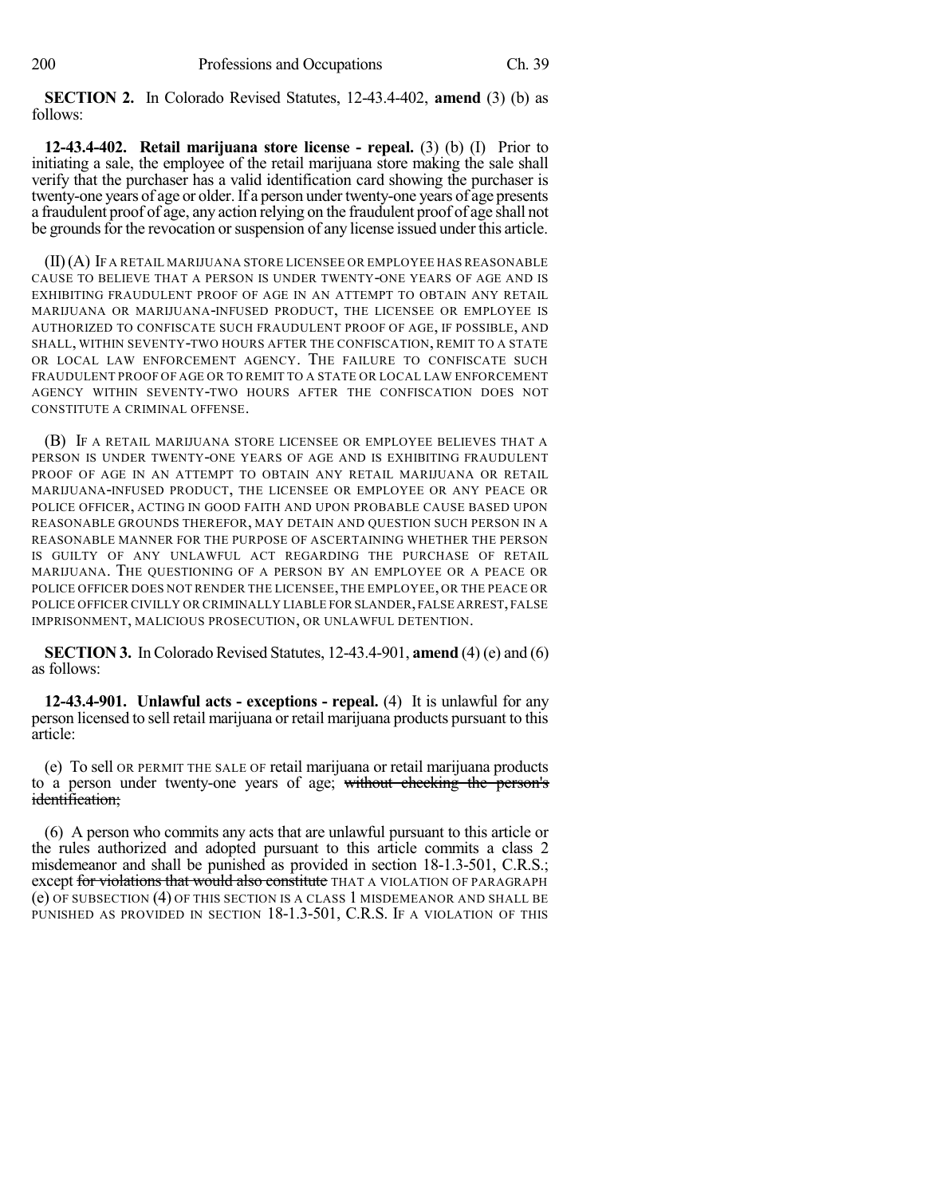**SECTION 2.** In Colorado Revised Statutes, 12-43.4-402, **amend** (3) (b) as follows:

**12-43.4-402. Retail marijuana store license - repeal.** (3) (b) (I) Prior to initiating a sale, the employee of the retail marijuana store making the sale shall verify that the purchaser has a valid identification card showing the purchaser is twenty-one years of age or older. If a person under twenty-one years of age presents a fraudulent proof of age, any action relying on the fraudulent proof of age shall not be grounds for the revocation or suspension of any license issued under this article.

(II) (A) IF A RETAIL MARIJUANA STORE LICENSEE OR EMPLOYEE HAS REASONABLE CAUSE TO BELIEVE THAT A PERSON IS UNDER TWENTY-ONE YEARS OF AGE AND IS EXHIBITING FRAUDULENT PROOF OF AGE IN AN ATTEMPT TO OBTAIN ANY RETAIL MARIJUANA OR MARIJUANA-INFUSED PRODUCT, THE LICENSEE OR EMPLOYEE IS AUTHORIZED TO CONFISCATE SUCH FRAUDULENT PROOF OF AGE, IF POSSIBLE, AND SHALL, WITHIN SEVENTY-TWO HOURS AFTER THE CONFISCATION, REMIT TO A STATE OR LOCAL LAW ENFORCEMENT AGENCY. THE FAILURE TO CONFISCATE SUCH FRAUDULENT PROOF OF AGE OR TO REMIT TO A STATE OR LOCAL LAW ENFORCEMENT AGENCY WITHIN SEVENTY-TWO HOURS AFTER THE CONFISCATION DOES NOT CONSTITUTE A CRIMINAL OFFENSE.

(B) IF A RETAIL MARIJUANA STORE LICENSEE OR EMPLOYEE BELIEVES THAT A PERSON IS UNDER TWENTY-ONE YEARS OF AGE AND IS EXHIBITING FRAUDULENT PROOF OF AGE IN AN ATTEMPT TO OBTAIN ANY RETAIL MARIJUANA OR RETAIL MARIJUANA-INFUSED PRODUCT, THE LICENSEE OR EMPLOYEE OR ANY PEACE OR POLICE OFFICER, ACTING IN GOOD FAITH AND UPON PROBABLE CAUSE BASED UPON REASONABLE GROUNDS THEREFOR, MAY DETAIN AND QUESTION SUCH PERSON IN A REASONABLE MANNER FOR THE PURPOSE OF ASCERTAINING WHETHER THE PERSON IS GUILTY OF ANY UNLAWFUL ACT REGARDING THE PURCHASE OF RETAIL MARIJUANA. THE QUESTIONING OF A PERSON BY AN EMPLOYEE OR A PEACE OR POLICE OFFICER DOES NOT RENDER THE LICENSEE, THE EMPLOYEE, OR THE PEACE OR POLICE OFFICER CIVILLY OR CRIMINALLY LIABLE FOR SLANDER, FALSE ARREST, FALSE IMPRISONMENT, MALICIOUS PROSECUTION, OR UNLAWFUL DETENTION.

**SECTION 3.** In Colorado Revised Statutes, 12-43.4-901, **amend** (4) (e) and (6) as follows:

**12-43.4-901. Unlawful acts - exceptions - repeal.** (4) It is unlawful for any person licensed to sell retail marijuana or retail marijuana products pursuant to this article:

(e) To sell OR PERMIT THE SALE OF retail marijuana or retail marijuana products to a person under twenty-one years of age; ~~without checking the person's identification;~~

(6) A person who commits any acts that are unlawful pursuant to this article or the rules authorized and adopted pursuant to this article commits a class 2 misdemeanor and shall be punished as provided in section 18-1.3-501, C.R.S.; except ~~for violations that would also constitute~~ THAT A VIOLATION OF PARAGRAPH (e) OF SUBSECTION (4) OF THIS SECTION IS A CLASS 1 MISDEMEANOR AND SHALL BE PUNISHED AS PROVIDED IN SECTION 18-1.3-501, C.R.S. IF A VIOLATION OF THIS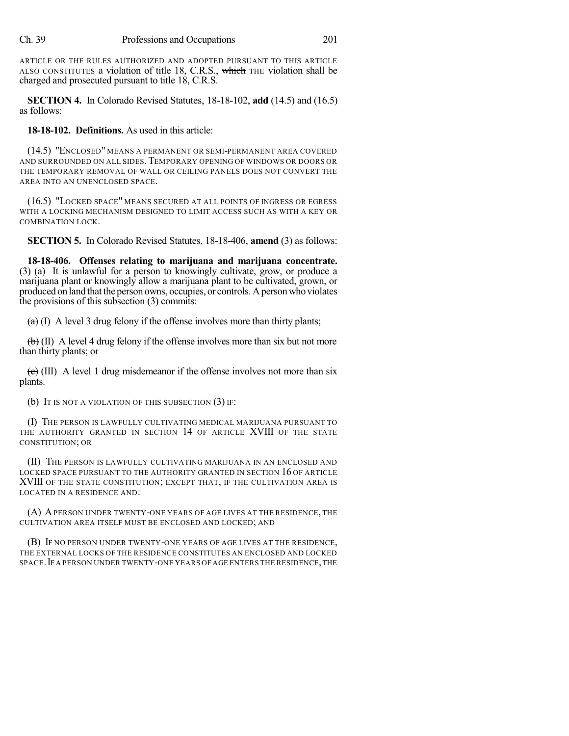ARTICLE OR THE RULES AUTHORIZED AND ADOPTED PURSUANT TO THIS ARTICLE ALSO CONSTITUTES a violation of title 18, C.R.S., ~~which~~ THE violation shall be charged and prosecuted pursuant to title 18, C.R.S.

**SECTION 4.** In Colorado Revised Statutes, 18-18-102, **add** (14.5) and (16.5) as follows:

**18-18-102. Definitions.** As used in this article:

(14.5) "ENCLOSED" MEANS A PERMANENT OR SEMI-PERMANENT AREA COVERED AND SURROUNDED ON ALL SIDES. TEMPORARY OPENING OF WINDOWS OR DOORS OR THE TEMPORARY REMOVAL OF WALL OR CEILING PANELS DOES NOT CONVERT THE AREA INTO AN UNENCLOSED SPACE.

(16.5) "LOCKED SPACE" MEANS SECURED AT ALL POINTS OF INGRESS OR EGRESS WITH A LOCKING MECHANISM DESIGNED TO LIMIT ACCESS SUCH AS WITH A KEY OR COMBINATION LOCK.

**SECTION 5.** In Colorado Revised Statutes, 18-18-406, **amend** (3) as follows:

**18-18-406. Offenses relating to marijuana and marijuana concentrate.** (3) (a) It is unlawful for a person to knowingly cultivate, grow, or produce a marijuana plant or knowingly allow a marijuana plant to be cultivated, grown, or produced on land that the person owns, occupies, or controls. A person who violates the provisions of this subsection (3) commits:

~~(a)~~ (I) A level 3 drug felony if the offense involves more than thirty plants;

~~(b)~~ (II) A level 4 drug felony if the offense involves more than six but not more than thirty plants; or

~~(c)~~ (III) A level 1 drug misdemeanor if the offense involves not more than six plants.

(b) IT IS NOT A VIOLATION OF THIS SUBSECTION (3) IF:

(I) THE PERSON IS LAWFULLY CULTIVATING MEDICAL MARIJUANA PURSUANT TO THE AUTHORITY GRANTED IN SECTION 14 OF ARTICLE XVIII OF THE STATE CONSTITUTION; OR

(II) THE PERSON IS LAWFULLY CULTIVATING MARIJUANA IN AN ENCLOSED AND LOCKED SPACE PURSUANT TO THE AUTHORITY GRANTED IN SECTION 16 OF ARTICLE XVIII OF THE STATE CONSTITUTION; EXCEPT THAT, IF THE CULTIVATION AREA IS LOCATED IN A RESIDENCE AND:

(A) A PERSON UNDER TWENTY-ONE YEARS OF AGE LIVES AT THE RESIDENCE, THE CULTIVATION AREA ITSELF MUST BE ENCLOSED AND LOCKED; AND

(B) IF NO PERSON UNDER TWENTY-ONE YEARS OF AGE LIVES AT THE RESIDENCE, THE EXTERNAL LOCKS OF THE RESIDENCE CONSTITUTES AN ENCLOSED AND LOCKED SPACE. IF A PERSON UNDER TWENTY-ONE YEARS OF AGE ENTERS THE RESIDENCE, THE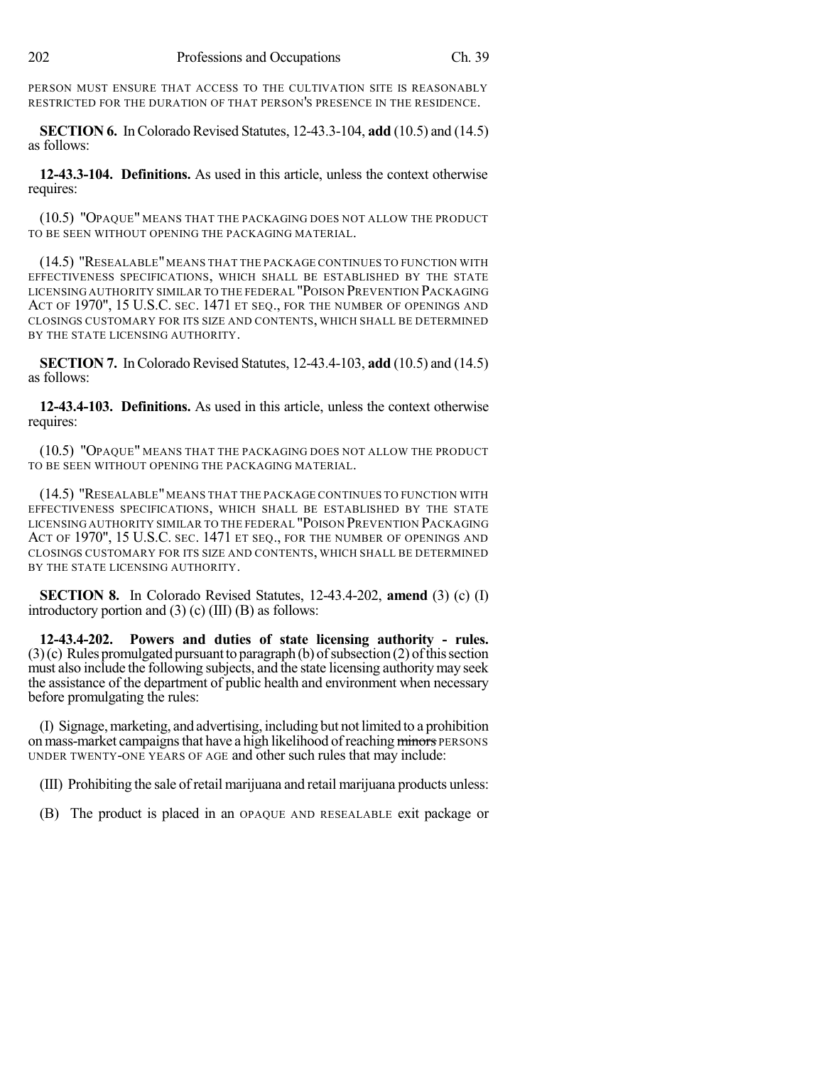PERSON MUST ENSURE THAT ACCESS TO THE CULTIVATION SITE IS REASONABLY RESTRICTED FOR THE DURATION OF THAT PERSON'S PRESENCE IN THE RESIDENCE.

**SECTION 6.** In Colorado Revised Statutes, 12-43.3-104, **add** (10.5) and (14.5) as follows:

**12-43.3-104. Definitions.** As used in this article, unless the context otherwise requires:

(10.5) "OPAQUE" MEANS THAT THE PACKAGING DOES NOT ALLOW THE PRODUCT TO BE SEEN WITHOUT OPENING THE PACKAGING MATERIAL.

(14.5) "RESEALABLE" MEANS THAT THE PACKAGE CONTINUES TO FUNCTION WITH EFFECTIVENESS SPECIFICATIONS, WHICH SHALL BE ESTABLISHED BY THE STATE LICENSING AUTHORITY SIMILAR TO THE FEDERAL "POISON PREVENTION PACKAGING ACT OF 1970", 15 U.S.C. SEC. 1471 ET SEQ., FOR THE NUMBER OF OPENINGS AND CLOSINGS CUSTOMARY FOR ITS SIZE AND CONTENTS, WHICH SHALL BE DETERMINED BY THE STATE LICENSING AUTHORITY.

**SECTION 7.** In Colorado Revised Statutes, 12-43.4-103, **add** (10.5) and (14.5) as follows:

**12-43.4-103. Definitions.** As used in this article, unless the context otherwise requires:

(10.5) "OPAQUE" MEANS THAT THE PACKAGING DOES NOT ALLOW THE PRODUCT TO BE SEEN WITHOUT OPENING THE PACKAGING MATERIAL.

(14.5) "RESEALABLE" MEANS THAT THE PACKAGE CONTINUES TO FUNCTION WITH EFFECTIVENESS SPECIFICATIONS, WHICH SHALL BE ESTABLISHED BY THE STATE LICENSING AUTHORITY SIMILAR TO THE FEDERAL "POISON PREVENTION PACKAGING ACT OF 1970", 15 U.S.C. SEC. 1471 ET SEQ., FOR THE NUMBER OF OPENINGS AND CLOSINGS CUSTOMARY FOR ITS SIZE AND CONTENTS, WHICH SHALL BE DETERMINED BY THE STATE LICENSING AUTHORITY.

**SECTION 8.** In Colorado Revised Statutes, 12-43.4-202, **amend** (3) (c) (I) introductory portion and (3) (c) (III) (B) as follows:

**12-43.4-202. Powers and duties of state licensing authority - rules.** (3) (c) Rules promulgated pursuant to paragraph (b) of subsection (2) of this section must also include the following subjects, and the state licensing authority may seek the assistance of the department of public health and environment when necessary before promulgating the rules:

(I) Signage, marketing, and advertising, including but not limited to a prohibition on mass-market campaigns that have a high likelihood of reaching ~~minors~~ PERSONS UNDER TWENTY-ONE YEARS OF AGE and other such rules that may include:

(III) Prohibiting the sale of retail marijuana and retail marijuana products unless:

(B) The product is placed in an OPAQUE AND RESEALABLE exit package or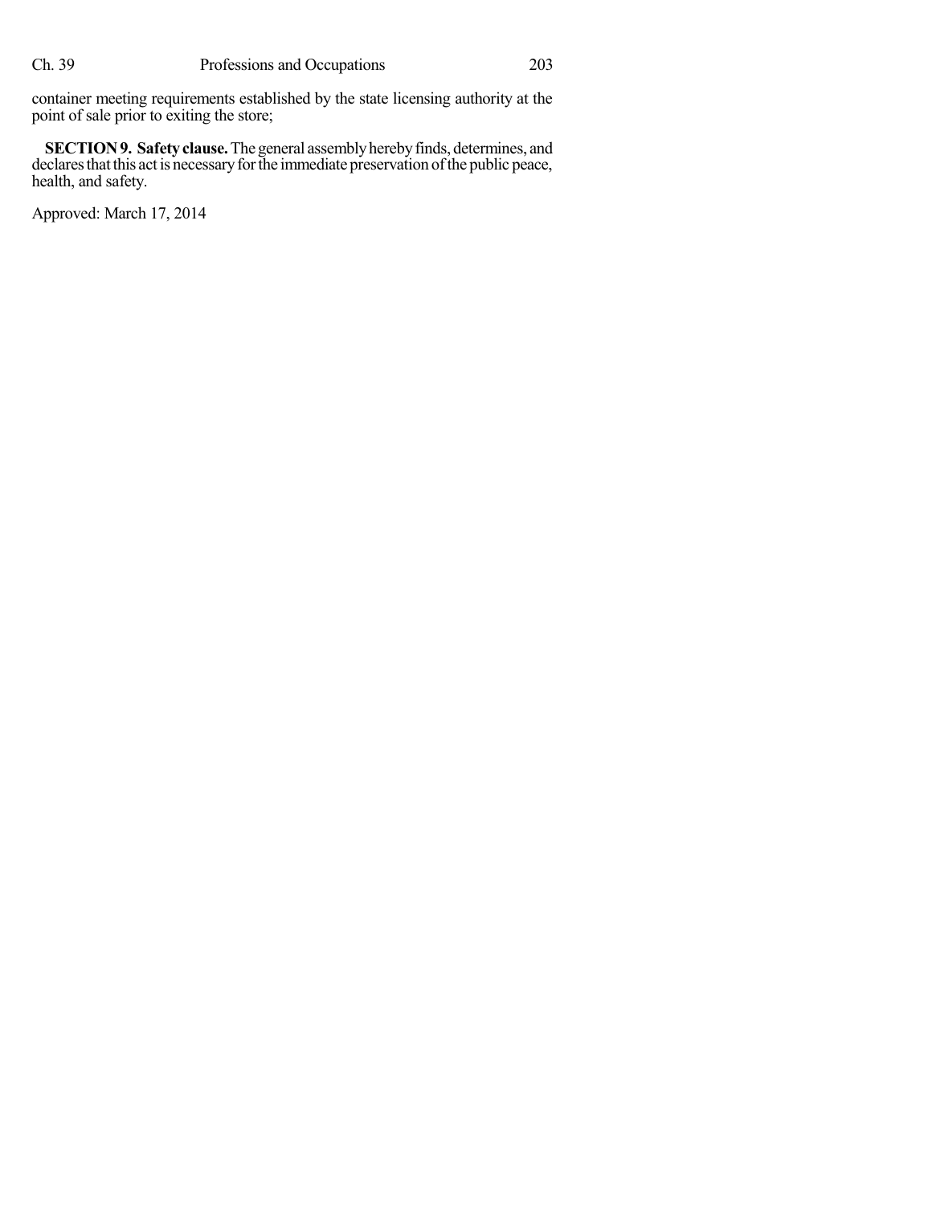container meeting requirements established by the state licensing authority at the point of sale prior to exiting the store;

**SECTION 9. Safety clause.** The general assembly hereby finds, determines, and declares that this act is necessary for the immediate preservation of the public peace, health, and safety.

Approved: March 17, 2014